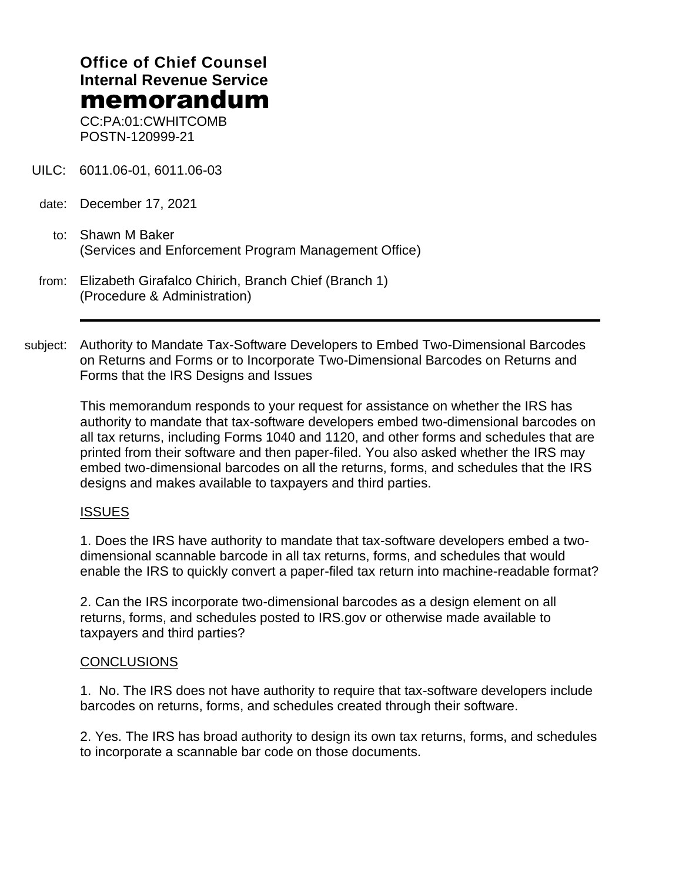**Office of Chief Counsel**
**Internal Revenue Service**
# memorandum

CC:PA:01:CWHITCOMB
POSTN-120999-21

UILC: 6011.06-01, 6011.06-03

date: December 17, 2021

to: Shawn M Baker
(Services and Enforcement Program Management Office)

from: Elizabeth Girafalco Chirich, Branch Chief (Branch 1)
(Procedure & Administration)

---

subject: Authority to Mandate Tax-Software Developers to Embed Two-Dimensional Barcodes on Returns and Forms or to Incorporate Two-Dimensional Barcodes on Returns and Forms that the IRS Designs and Issues

This memorandum responds to your request for assistance on whether the IRS has authority to mandate that tax-software developers embed two-dimensional barcodes on all tax returns, including Forms 1040 and 1120, and other forms and schedules that are printed from their software and then paper-filed. You also asked whether the IRS may embed two-dimensional barcodes on all the returns, forms, and schedules that the IRS designs and makes available to taxpayers and third parties.

## ISSUES

1. Does the IRS have authority to mandate that tax-software developers embed a two-dimensional scannable barcode in all tax returns, forms, and schedules that would enable the IRS to quickly convert a paper-filed tax return into machine-readable format?

2. Can the IRS incorporate two-dimensional barcodes as a design element on all returns, forms, and schedules posted to IRS.gov or otherwise made available to taxpayers and third parties?

## CONCLUSIONS

1. No. The IRS does not have authority to require that tax-software developers include barcodes on returns, forms, and schedules created through their software.

2. Yes. The IRS has broad authority to design its own tax returns, forms, and schedules to incorporate a scannable bar code on those documents.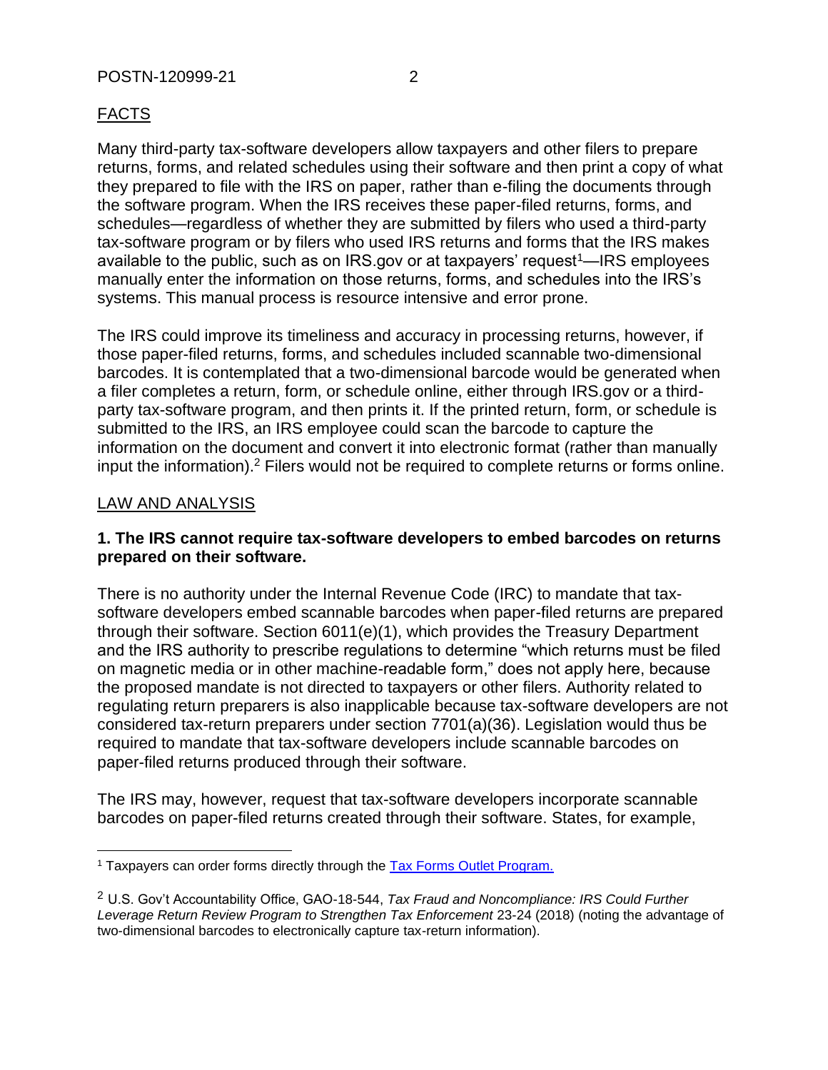## FACTS

Many third-party tax-software developers allow taxpayers and other filers to prepare returns, forms, and related schedules using their software and then print a copy of what they prepared to file with the IRS on paper, rather than e-filing the documents through the software program. When the IRS receives these paper-filed returns, forms, and schedules—regardless of whether they are submitted by filers who used a third-party tax-software program or by filers who used IRS returns and forms that the IRS makes available to the public, such as on IRS.gov or at taxpayers' request[1]—IRS employees manually enter the information on those returns, forms, and schedules into the IRS's systems. This manual process is resource intensive and error prone.

The IRS could improve its timeliness and accuracy in processing returns, however, if those paper-filed returns, forms, and schedules included scannable two-dimensional barcodes. It is contemplated that a two-dimensional barcode would be generated when a filer completes a return, form, or schedule online, either through IRS.gov or a third-party tax-software program, and then prints it. If the printed return, form, or schedule is submitted to the IRS, an IRS employee could scan the barcode to capture the information on the document and convert it into electronic format (rather than manually input the information).[2] Filers would not be required to complete returns or forms online.

## LAW AND ANALYSIS

### 1. The IRS cannot require tax-software developers to embed barcodes on returns prepared on their software.

There is no authority under the Internal Revenue Code (IRC) to mandate that tax-software developers embed scannable barcodes when paper-filed returns are prepared through their software. Section 6011(e)(1), which provides the Treasury Department and the IRS authority to prescribe regulations to determine "which returns must be filed on magnetic media or in other machine-readable form," does not apply here, because the proposed mandate is not directed to taxpayers or other filers. Authority related to regulating return preparers is also inapplicable because tax-software developers are not considered tax-return preparers under section 7701(a)(36). Legislation would thus be required to mandate that tax-software developers include scannable barcodes on paper-filed returns produced through their software.

The IRS may, however, request that tax-software developers incorporate scannable barcodes on paper-filed returns created through their software. States, for example,

---

[1] Taxpayers can order forms directly through the [Tax Forms Outlet Program.]

[2] U.S. Gov't Accountability Office, GAO-18-544, *Tax Fraud and Noncompliance: IRS Could Further Leverage Return Review Program to Strengthen Tax Enforcement* 23-24 (2018) (noting the advantage of two-dimensional barcodes to electronically capture tax-return information).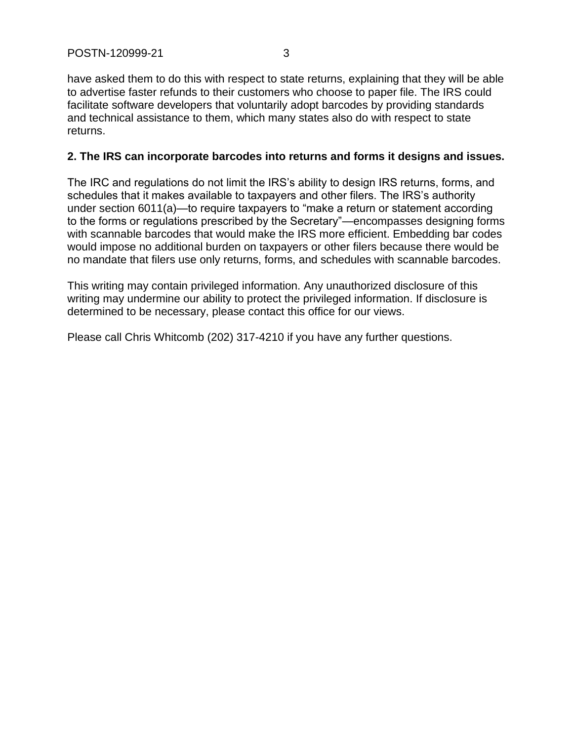have asked them to do this with respect to state returns, explaining that they will be able to advertise faster refunds to their customers who choose to paper file. The IRS could facilitate software developers that voluntarily adopt barcodes by providing standards and technical assistance to them, which many states also do with respect to state returns.

**2. The IRS can incorporate barcodes into returns and forms it designs and issues.**

The IRC and regulations do not limit the IRS's ability to design IRS returns, forms, and schedules that it makes available to taxpayers and other filers. The IRS's authority under section 6011(a)—to require taxpayers to "make a return or statement according to the forms or regulations prescribed by the Secretary"—encompasses designing forms with scannable barcodes that would make the IRS more efficient. Embedding bar codes would impose no additional burden on taxpayers or other filers because there would be no mandate that filers use only returns, forms, and schedules with scannable barcodes.

This writing may contain privileged information. Any unauthorized disclosure of this writing may undermine our ability to protect the privileged information. If disclosure is determined to be necessary, please contact this office for our views.

Please call Chris Whitcomb (202) 317-4210 if you have any further questions.